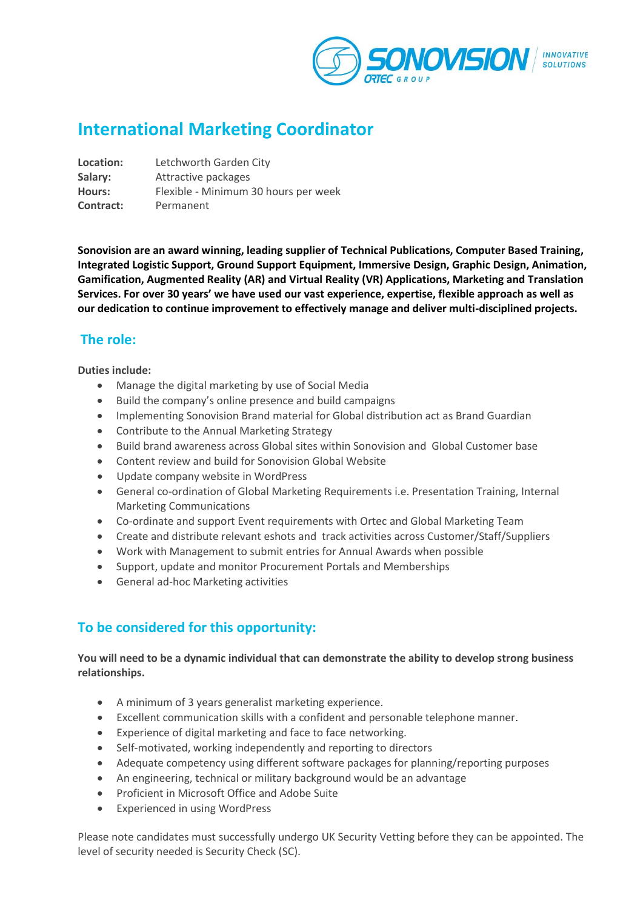# International Marketing Coordinator

**Location:** Letchworth Garden City
**Salary:** Attractive packages
**Hours:** Flexible - Minimum 30 hours per week
**Contract:** Permanent

**Sonovision are an award winning, leading supplier of Technical Publications, Computer Based Training, Integrated Logistic Support, Ground Support Equipment, Immersive Design, Graphic Design, Animation, Gamification, Augmented Reality (AR) and Virtual Reality (VR) Applications, Marketing and Translation Services. For over 30 years' we have used our vast experience, expertise, flexible approach as well as our dedication to continue improvement to effectively manage and deliver multi-disciplined projects.**

## The role:

**Duties include:**

- Manage the digital marketing by use of Social Media
- Build the company's online presence and build campaigns
- Implementing Sonovision Brand material for Global distribution act as Brand Guardian
- Contribute to the Annual Marketing Strategy
- Build brand awareness across Global sites within Sonovision and Global Customer base
- Content review and build for Sonovision Global Website
- Update company website in WordPress
- General co-ordination of Global Marketing Requirements i.e. Presentation Training, Internal Marketing Communications
- Co-ordinate and support Event requirements with Ortec and Global Marketing Team
- Create and distribute relevant eshots and track activities across Customer/Staff/Suppliers
- Work with Management to submit entries for Annual Awards when possible
- Support, update and monitor Procurement Portals and Memberships
- General ad-hoc Marketing activities

## To be considered for this opportunity:

**You will need to be a dynamic individual that can demonstrate the ability to develop strong business relationships.**

- A minimum of 3 years generalist marketing experience.
- Excellent communication skills with a confident and personable telephone manner.
- Experience of digital marketing and face to face networking.
- Self-motivated, working independently and reporting to directors
- Adequate competency using different software packages for planning/reporting purposes
- An engineering, technical or military background would be an advantage
- Proficient in Microsoft Office and Adobe Suite
- Experienced in using WordPress

Please note candidates must successfully undergo UK Security Vetting before they can be appointed. The level of security needed is Security Check (SC).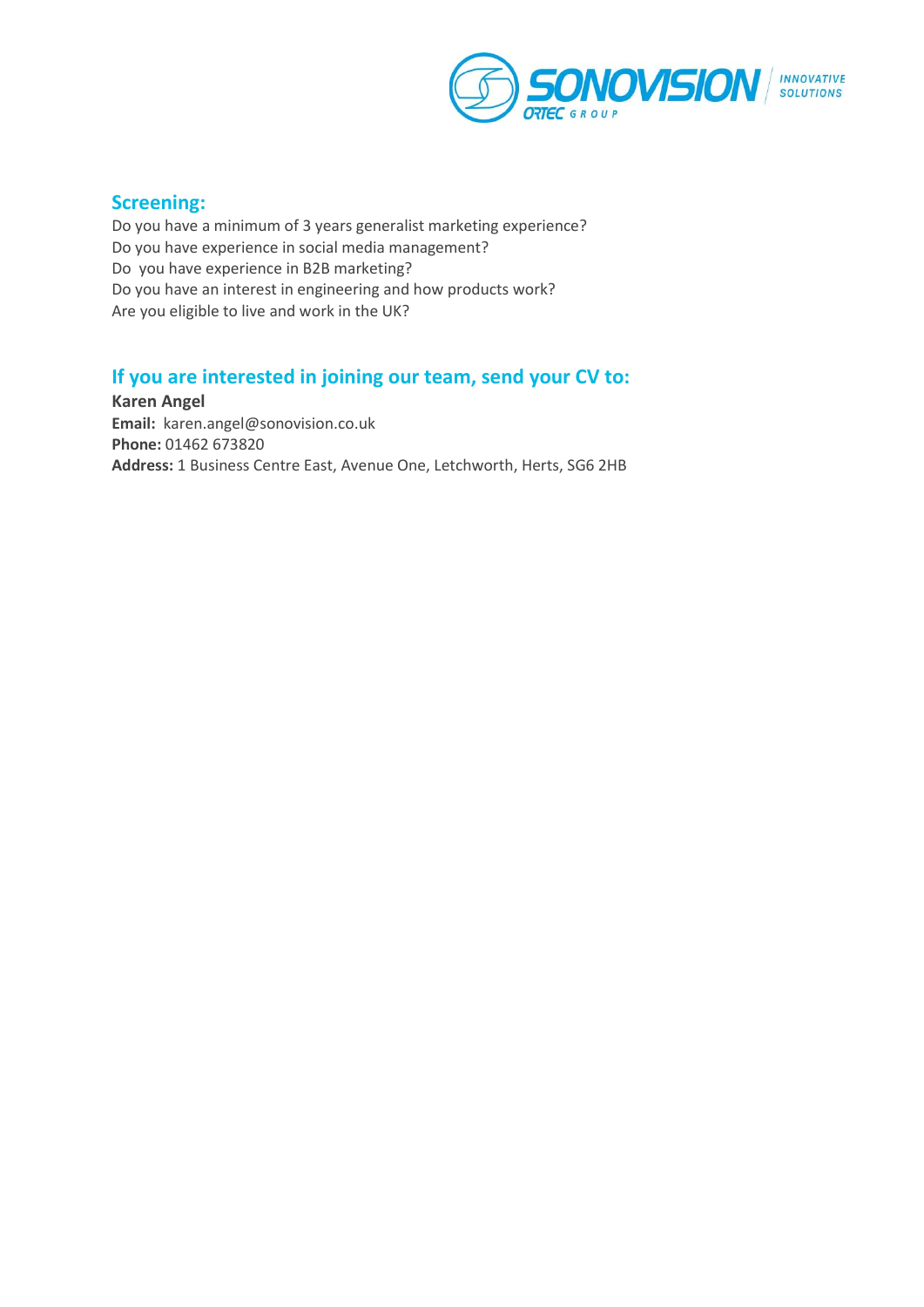## Screening:

Do you have a minimum of 3 years generalist marketing experience?
Do you have experience in social media management?
Do you have experience in B2B marketing?
Do you have an interest in engineering and how products work?
Are you eligible to live and work in the UK?

## If you are interested in joining our team, send your CV to:

**Karen Angel**
**Email:** karen.angel@sonovision.co.uk
**Phone:** 01462 673820
**Address:** 1 Business Centre East, Avenue One, Letchworth, Herts, SG6 2HB